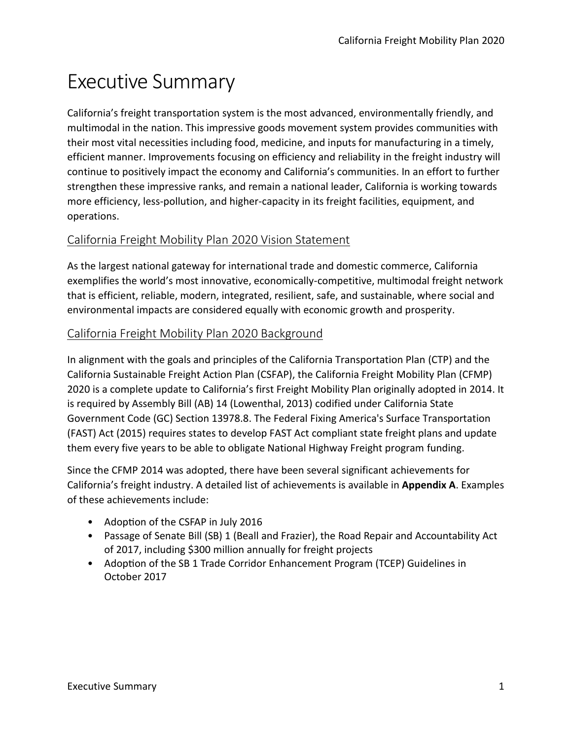# Executive Summary

California's freight transportation system is the most advanced, environmentally friendly, and multimodal in the nation. This impressive goods movement system provides communities with their most vital necessities including food, medicine, and inputs for manufacturing in a timely, efficient manner. Improvements focusing on efficiency and reliability in the freight industry will continue to positively impact the economy and California's communities. In an effort to further strengthen these impressive ranks, and remain a national leader, California is working towards more efficiency, less-pollution, and higher-capacity in its freight facilities, equipment, and operations.

## California Freight Mobility Plan 2020 Vision Statement

As the largest national gateway for international trade and domestic commerce, California exemplifies the world's most innovative, economically-competitive, multimodal freight network that is efficient, reliable, modern, integrated, resilient, safe, and sustainable, where social and environmental impacts are considered equally with economic growth and prosperity.

## California Freight Mobility Plan 2020 Background

In alignment with the goals and principles of the California Transportation Plan (CTP) and the California Sustainable Freight Action Plan (CSFAP), the California Freight Mobility Plan (CFMP) 2020 is a complete update to California's first Freight Mobility Plan originally adopted in 2014. It is required by Assembly Bill (AB) 14 (Lowenthal, 2013) codified under California State Government Code (GC) Section 13978.8. The Federal Fixing America's Surface Transportation (FAST) Act (2015) requires states to develop FAST Act compliant state freight plans and update them every five years to be able to obligate National Highway Freight program funding.

Since the CFMP 2014 was adopted, there have been several significant achievements for California's freight industry. A detailed list of achievements is available in **Appendix A**. Examples of these achievements include:

- Adoption of the CSFAP in July 2016
- Passage of Senate Bill (SB) 1 (Beall and Frazier), the Road Repair and Accountability Act of 2017, including $300 million annually for freight projects
- Adoption of the SB 1 Trade Corridor Enhancement Program (TCEP) Guidelines in October 2017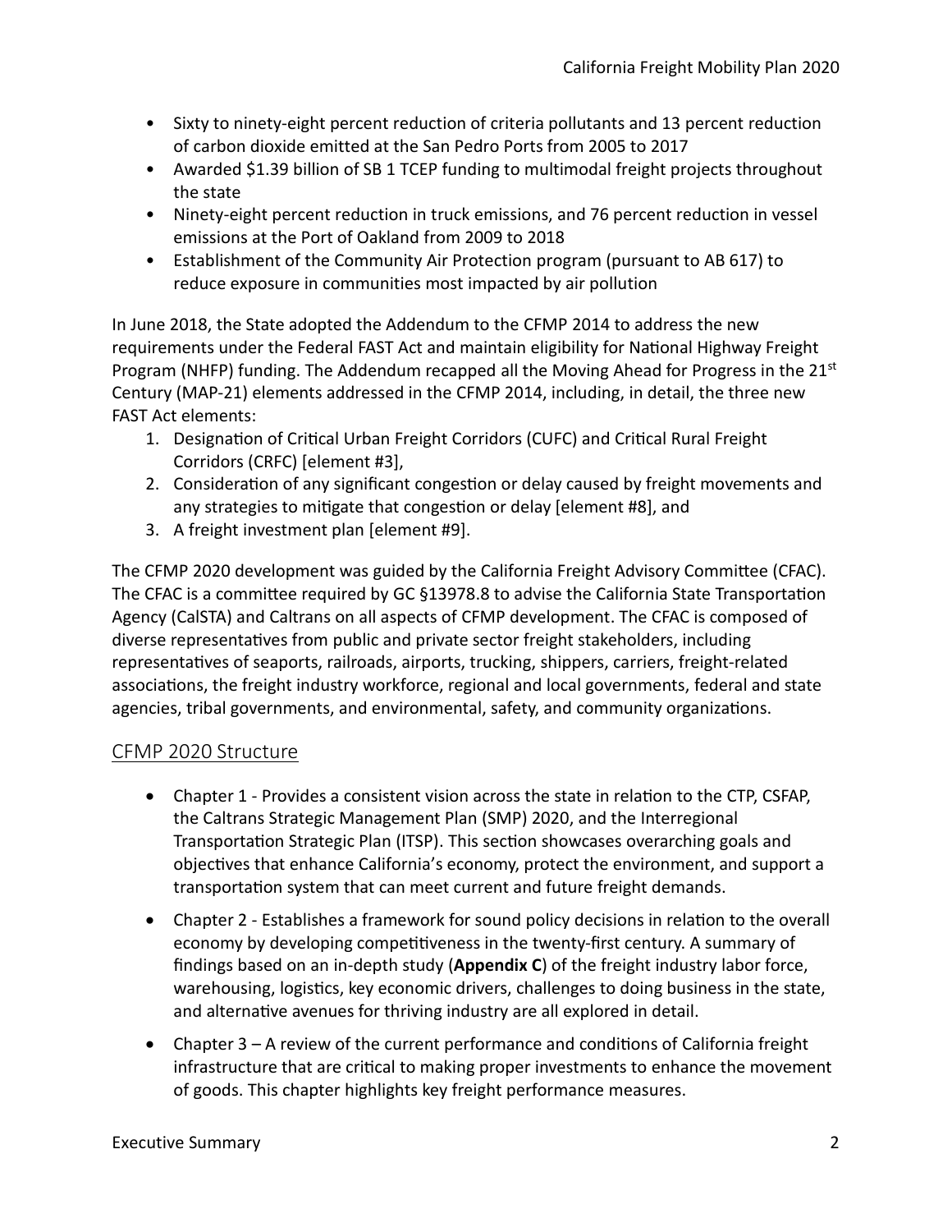- Sixty to ninety-eight percent reduction of criteria pollutants and 13 percent reduction of carbon dioxide emitted at the San Pedro Ports from 2005 to 2017
- Awarded $1.39 billion of SB 1 TCEP funding to multimodal freight projects throughout the state
- Ninety-eight percent reduction in truck emissions, and 76 percent reduction in vessel emissions at the Port of Oakland from 2009 to 2018
- Establishment of the Community Air Protection program (pursuant to AB 617) to reduce exposure in communities most impacted by air pollution

In June 2018, the State adopted the Addendum to the CFMP 2014 to address the new requirements under the Federal FAST Act and maintain eligibility for National Highway Freight Program (NHFP) funding. The Addendum recapped all the Moving Ahead for Progress in the 21st Century (MAP-21) elements addressed in the CFMP 2014, including, in detail, the three new FAST Act elements:

1. Designation of Critical Urban Freight Corridors (CUFC) and Critical Rural Freight Corridors (CRFC) [element #3],
2. Consideration of any significant congestion or delay caused by freight movements and any strategies to mitigate that congestion or delay [element #8], and
3. A freight investment plan [element #9].

The CFMP 2020 development was guided by the California Freight Advisory Committee (CFAC). The CFAC is a committee required by GC §13978.8 to advise the California State Transportation Agency (CalSTA) and Caltrans on all aspects of CFMP development. The CFAC is composed of diverse representatives from public and private sector freight stakeholders, including representatives of seaports, railroads, airports, trucking, shippers, carriers, freight-related associations, the freight industry workforce, regional and local governments, federal and state agencies, tribal governments, and environmental, safety, and community organizations.

## CFMP 2020 Structure

- Chapter 1 - Provides a consistent vision across the state in relation to the CTP, CSFAP, the Caltrans Strategic Management Plan (SMP) 2020, and the Interregional Transportation Strategic Plan (ITSP). This section showcases overarching goals and objectives that enhance California's economy, protect the environment, and support a transportation system that can meet current and future freight demands.
- Chapter 2 - Establishes a framework for sound policy decisions in relation to the overall economy by developing competitiveness in the twenty-first century. A summary of findings based on an in-depth study (**Appendix C**) of the freight industry labor force, warehousing, logistics, key economic drivers, challenges to doing business in the state, and alternative avenues for thriving industry are all explored in detail.
- Chapter 3 – A review of the current performance and conditions of California freight infrastructure that are critical to making proper investments to enhance the movement of goods. This chapter highlights key freight performance measures.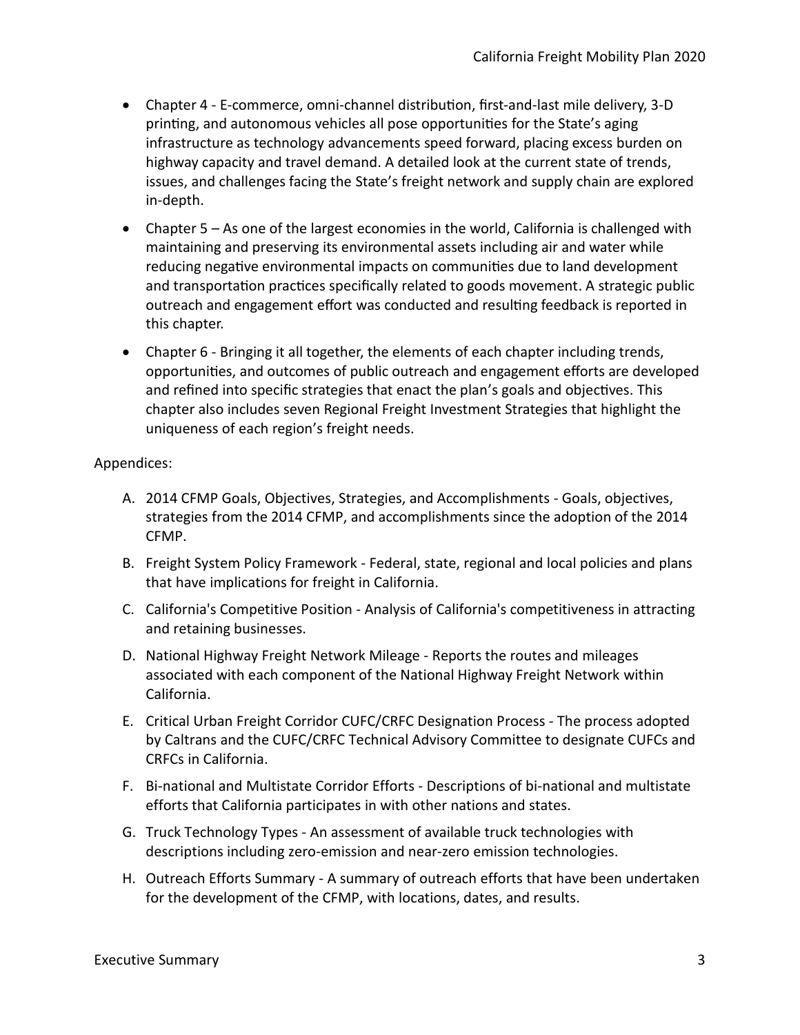- Chapter 4 - E-commerce, omni-channel distribution, first-and-last mile delivery, 3-D printing, and autonomous vehicles all pose opportunities for the State's aging infrastructure as technology advancements speed forward, placing excess burden on highway capacity and travel demand. A detailed look at the current state of trends, issues, and challenges facing the State's freight network and supply chain are explored in-depth.
- Chapter 5 – As one of the largest economies in the world, California is challenged with maintaining and preserving its environmental assets including air and water while reducing negative environmental impacts on communities due to land development and transportation practices specifically related to goods movement. A strategic public outreach and engagement effort was conducted and resulting feedback is reported in this chapter.
- Chapter 6 - Bringing it all together, the elements of each chapter including trends, opportunities, and outcomes of public outreach and engagement efforts are developed and refined into specific strategies that enact the plan's goals and objectives. This chapter also includes seven Regional Freight Investment Strategies that highlight the uniqueness of each region's freight needs.

Appendices:

A. 2014 CFMP Goals, Objectives, Strategies, and Accomplishments - Goals, objectives, strategies from the 2014 CFMP, and accomplishments since the adoption of the 2014 CFMP.
B. Freight System Policy Framework - Federal, state, regional and local policies and plans that have implications for freight in California.
C. California's Competitive Position - Analysis of California's competitiveness in attracting and retaining businesses.
D. National Highway Freight Network Mileage - Reports the routes and mileages associated with each component of the National Highway Freight Network within California.
E. Critical Urban Freight Corridor CUFC/CRFC Designation Process - The process adopted by Caltrans and the CUFC/CRFC Technical Advisory Committee to designate CUFCs and CRFCs in California.
F. Bi-national and Multistate Corridor Efforts - Descriptions of bi-national and multistate efforts that California participates in with other nations and states.
G. Truck Technology Types - An assessment of available truck technologies with descriptions including zero-emission and near-zero emission technologies.
H. Outreach Efforts Summary - A summary of outreach efforts that have been undertaken for the development of the CFMP, with locations, dates, and results.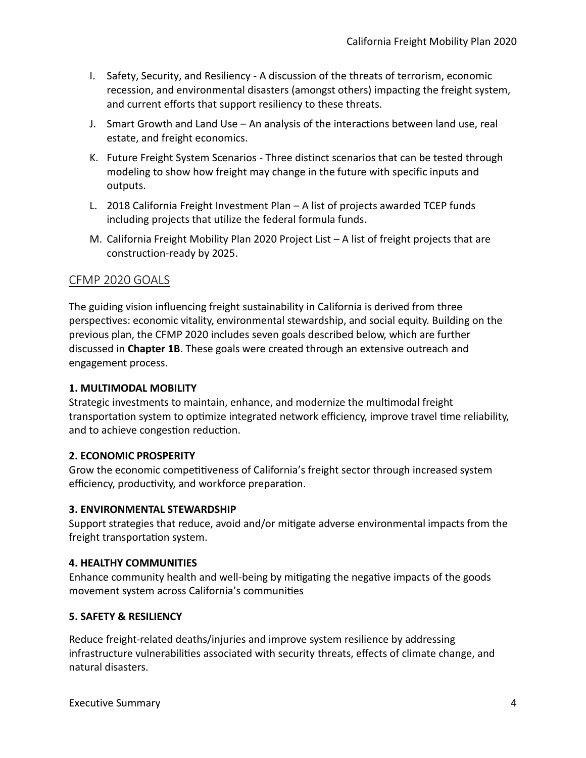I. Safety, Security, and Resiliency - A discussion of the threats of terrorism, economic recession, and environmental disasters (amongst others) impacting the freight system, and current efforts that support resiliency to these threats.

J. Smart Growth and Land Use – An analysis of the interactions between land use, real estate, and freight economics.

K. Future Freight System Scenarios - Three distinct scenarios that can be tested through modeling to show how freight may change in the future with specific inputs and outputs.

L. 2018 California Freight Investment Plan – A list of projects awarded TCEP funds including projects that utilize the federal formula funds.

M. California Freight Mobility Plan 2020 Project List – A list of freight projects that are construction-ready by 2025.

## CFMP 2020 GOALS

The guiding vision influencing freight sustainability in California is derived from three perspectives: economic vitality, environmental stewardship, and social equity. Building on the previous plan, the CFMP 2020 includes seven goals described below, which are further discussed in **Chapter 1B**. These goals were created through an extensive outreach and engagement process.

### 1. MULTIMODAL MOBILITY

Strategic investments to maintain, enhance, and modernize the multimodal freight transportation system to optimize integrated network efficiency, improve travel time reliability, and to achieve congestion reduction.

### 2. ECONOMIC PROSPERITY

Grow the economic competitiveness of California's freight sector through increased system efficiency, productivity, and workforce preparation.

### 3. ENVIRONMENTAL STEWARDSHIP

Support strategies that reduce, avoid and/or mitigate adverse environmental impacts from the freight transportation system.

### 4. HEALTHY COMMUNITIES

Enhance community health and well-being by mitigating the negative impacts of the goods movement system across California's communities

### 5. SAFETY & RESILIENCY

Reduce freight-related deaths/injuries and improve system resilience by addressing infrastructure vulnerabilities associated with security threats, effects of climate change, and natural disasters.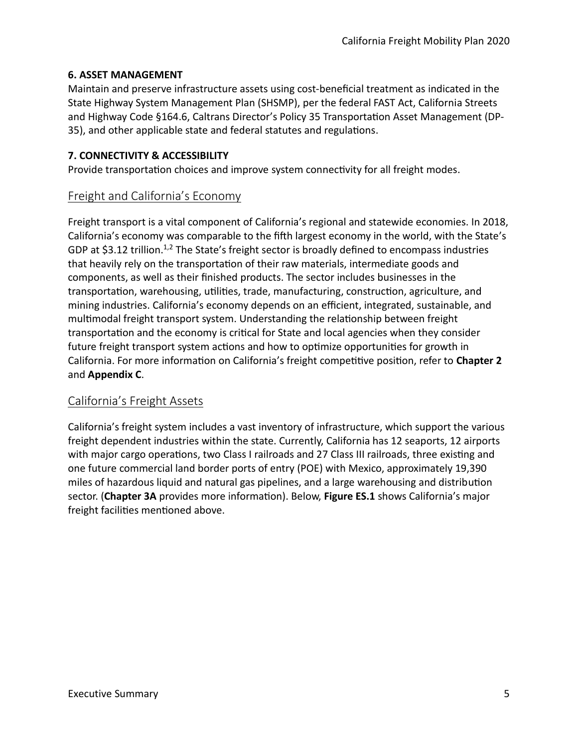**6. ASSET MANAGEMENT**

Maintain and preserve infrastructure assets using cost-beneficial treatment as indicated in the State Highway System Management Plan (SHSMP), per the federal FAST Act, California Streets and Highway Code §164.6, Caltrans Director's Policy 35 Transportation Asset Management (DP-35), and other applicable state and federal statutes and regulations.

**7. CONNECTIVITY & ACCESSIBILITY**

Provide transportation choices and improve system connectivity for all freight modes.

## Freight and California's Economy

Freight transport is a vital component of California's regional and statewide economies. In 2018, California's economy was comparable to the fifth largest economy in the world, with the State's GDP at $3.12 trillion.[1,2] The State's freight sector is broadly defined to encompass industries that heavily rely on the transportation of their raw materials, intermediate goods and components, as well as their finished products. The sector includes businesses in the transportation, warehousing, utilities, trade, manufacturing, construction, agriculture, and mining industries. California's economy depends on an efficient, integrated, sustainable, and multimodal freight transport system. Understanding the relationship between freight transportation and the economy is critical for State and local agencies when they consider future freight transport system actions and how to optimize opportunities for growth in California. For more information on California's freight competitive position, refer to **Chapter 2** and **Appendix C**.

## California's Freight Assets

California's freight system includes a vast inventory of infrastructure, which support the various freight dependent industries within the state. Currently, California has 12 seaports, 12 airports with major cargo operations, two Class I railroads and 27 Class III railroads, three existing and one future commercial land border ports of entry (POE) with Mexico, approximately 19,390 miles of hazardous liquid and natural gas pipelines, and a large warehousing and distribution sector. (**Chapter 3A** provides more information). Below, **Figure ES.1** shows California's major freight facilities mentioned above.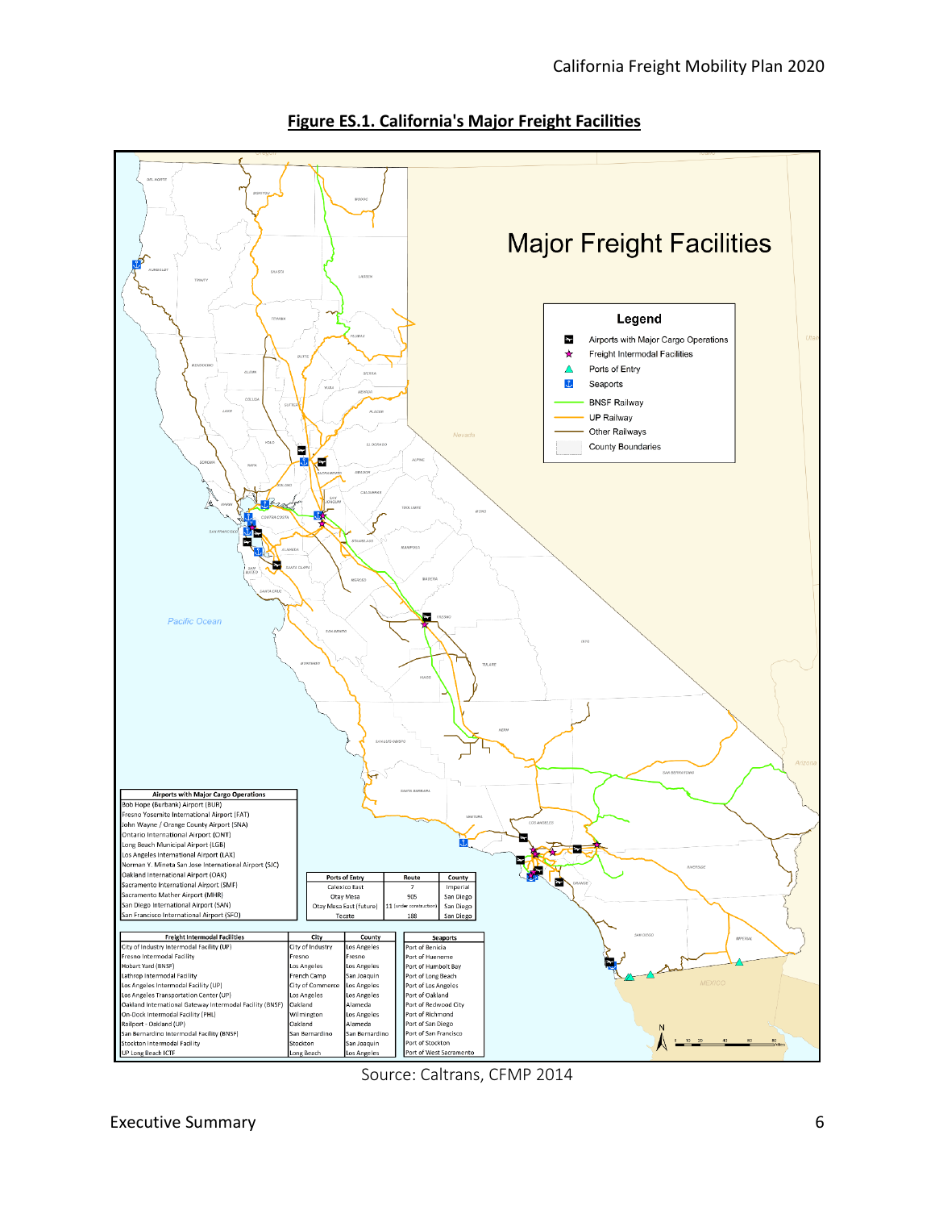## Figure ES.1. California's Major Freight Facilities

# Major Freight Facilities

**Legend**

- Airports with Major Cargo Operations
- Freight Intermodal Facilities
- Ports of Entry
- Seaports
- BNSF Railway
- UP Railway
- Other Railways
- County Boundaries

| Airports with Major Cargo Operations |
|---|
| Bob Hope (Burbank) Airport (BUR) |
| Fresno Yosemite International Airport (FAT) |
| John Wayne / Orange County Airport (SNA) |
| Ontario International Airport (ONT) |
| Long Beach Municipal Airport (LGB) |
| Los Angeles International Airport (LAX) |
| Norman Y. Mineta San Jose International Airport (SJC) |
| Oakland International Airport (OAK) |
| Sacramento International Airport (SMF) |
| Sacramento Mather Airport (MHR) |
| San Diego International Airport (SAN) |
| San Francisco International Airport (SFO) |

| Ports of Entry | Route | County |
|---|---|---|
| Calexico East | 7 | Imperial |
| Otay Mesa | 905 | San Diego |
| Otay Mesa East (Future) | 11 (under construction) | San Diego |
| Tecate | 188 | San Diego |

| Freight Intermodal Facilities | City | County |
|---|---|---|
| City of Industry Intermodal Facility (UP) | City of Industry | Los Angeles |
| Fresno Intermodal Facility | Fresno | Fresno |
| Hobart Yard (BNSF) | Los Angeles | Los Angeles |
| Lathrop Intermodal Facility | French Camp | San Joaquin |
| Los Angeles Intermodal Facility (UP) | City of Commerce | Los Angeles |
| Los Angeles Transportation Center (UP) | Los Angeles | Los Angeles |
| Oakland International Gateway Intermodal Facility (BNSF) | Oakland | Alameda |
| On-Dock Intermodal Facility (PHL) | Wilmington | Los Angeles |
| Railport - Oakland (UP) | Oakland | Alameda |
| San Bernardino Intermodal Facility (BNSF) | San Bernardino | San Bernardino |
| Stockton Intermodal Facility | Stockton | San Joaquin |
| UP Long Beach ICTF | Long Beach | Los Angeles |

| Seaports |
|---|
| Port of Benicia |
| Port of Hueneme |
| Port of Humbolt Bay |
| Port of Long Beach |
| Port of Los Angeles |
| Port of Oakland |
| Port of Redwood City |
| Port of Richmond |
| Port of San Diego |
| Port of San Francisco |
| Port of Stockton |
| Port of West Sacramento |

Source: Caltrans, CFMP 2014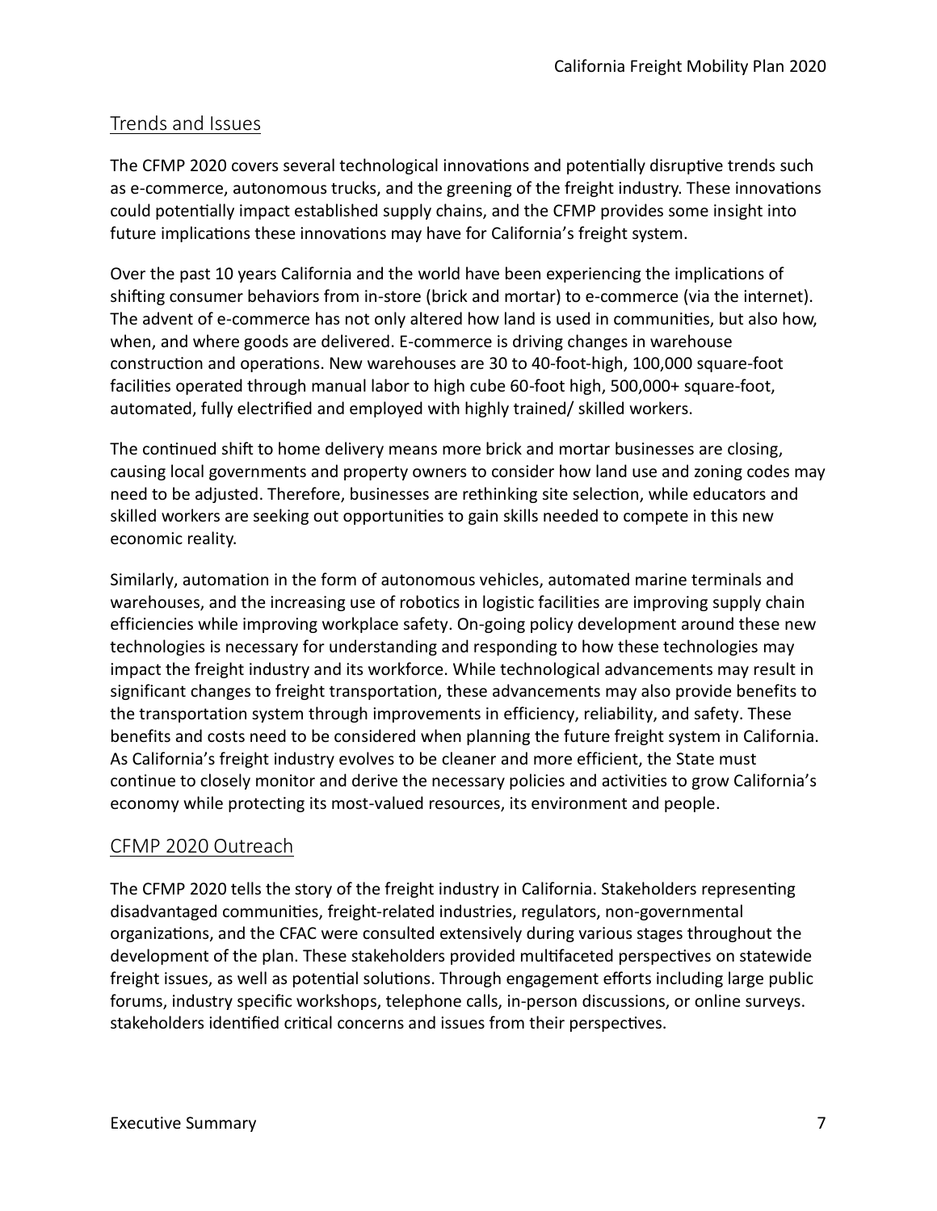## Trends and Issues

The CFMP 2020 covers several technological innovations and potentially disruptive trends such as e-commerce, autonomous trucks, and the greening of the freight industry. These innovations could potentially impact established supply chains, and the CFMP provides some insight into future implications these innovations may have for California's freight system.

Over the past 10 years California and the world have been experiencing the implications of shifting consumer behaviors from in-store (brick and mortar) to e-commerce (via the internet). The advent of e-commerce has not only altered how land is used in communities, but also how, when, and where goods are delivered. E-commerce is driving changes in warehouse construction and operations. New warehouses are 30 to 40-foot-high, 100,000 square-foot facilities operated through manual labor to high cube 60-foot high, 500,000+ square-foot, automated, fully electrified and employed with highly trained/ skilled workers.

The continued shift to home delivery means more brick and mortar businesses are closing, causing local governments and property owners to consider how land use and zoning codes may need to be adjusted. Therefore, businesses are rethinking site selection, while educators and skilled workers are seeking out opportunities to gain skills needed to compete in this new economic reality.

Similarly, automation in the form of autonomous vehicles, automated marine terminals and warehouses, and the increasing use of robotics in logistic facilities are improving supply chain efficiencies while improving workplace safety. On-going policy development around these new technologies is necessary for understanding and responding to how these technologies may impact the freight industry and its workforce. While technological advancements may result in significant changes to freight transportation, these advancements may also provide benefits to the transportation system through improvements in efficiency, reliability, and safety. These benefits and costs need to be considered when planning the future freight system in California. As California's freight industry evolves to be cleaner and more efficient, the State must continue to closely monitor and derive the necessary policies and activities to grow California's economy while protecting its most-valued resources, its environment and people.

## CFMP 2020 Outreach

The CFMP 2020 tells the story of the freight industry in California. Stakeholders representing disadvantaged communities, freight-related industries, regulators, non-governmental organizations, and the CFAC were consulted extensively during various stages throughout the development of the plan. These stakeholders provided multifaceted perspectives on statewide freight issues, as well as potential solutions. Through engagement efforts including large public forums, industry specific workshops, telephone calls, in-person discussions, or online surveys. stakeholders identified critical concerns and issues from their perspectives.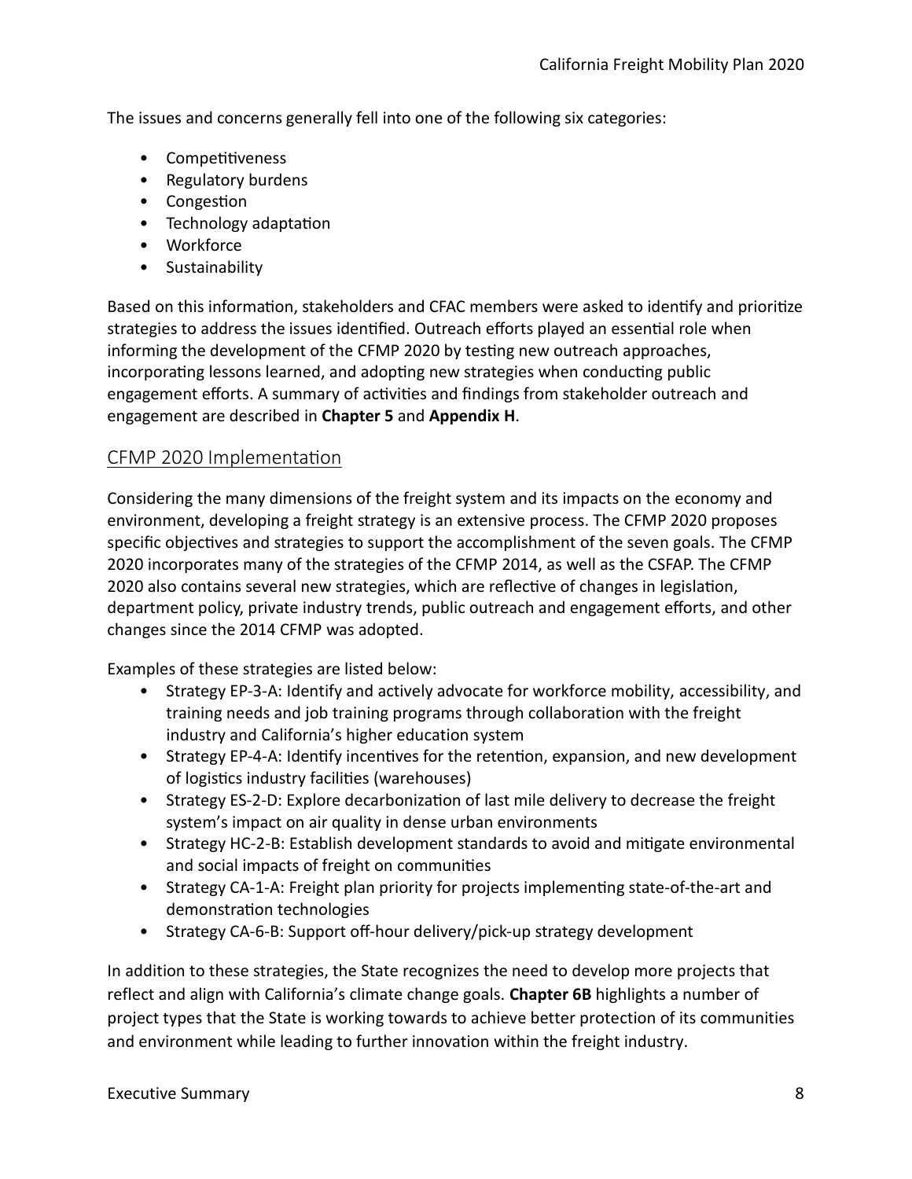The issues and concerns generally fell into one of the following six categories:

- Competitiveness
- Regulatory burdens
- Congestion
- Technology adaptation
- Workforce
- Sustainability

Based on this information, stakeholders and CFAC members were asked to identify and prioritize strategies to address the issues identified. Outreach efforts played an essential role when informing the development of the CFMP 2020 by testing new outreach approaches, incorporating lessons learned, and adopting new strategies when conducting public engagement efforts. A summary of activities and findings from stakeholder outreach and engagement are described in **Chapter 5** and **Appendix H**.

## CFMP 2020 Implementation

Considering the many dimensions of the freight system and its impacts on the economy and environment, developing a freight strategy is an extensive process. The CFMP 2020 proposes specific objectives and strategies to support the accomplishment of the seven goals. The CFMP 2020 incorporates many of the strategies of the CFMP 2014, as well as the CSFAP. The CFMP 2020 also contains several new strategies, which are reflective of changes in legislation, department policy, private industry trends, public outreach and engagement efforts, and other changes since the 2014 CFMP was adopted.

Examples of these strategies are listed below:

- Strategy EP-3-A: Identify and actively advocate for workforce mobility, accessibility, and training needs and job training programs through collaboration with the freight industry and California's higher education system
- Strategy EP-4-A: Identify incentives for the retention, expansion, and new development of logistics industry facilities (warehouses)
- Strategy ES-2-D: Explore decarbonization of last mile delivery to decrease the freight system's impact on air quality in dense urban environments
- Strategy HC-2-B: Establish development standards to avoid and mitigate environmental and social impacts of freight on communities
- Strategy CA-1-A: Freight plan priority for projects implementing state-of-the-art and demonstration technologies
- Strategy CA-6-B: Support off-hour delivery/pick-up strategy development

In addition to these strategies, the State recognizes the need to develop more projects that reflect and align with California's climate change goals. **Chapter 6B** highlights a number of project types that the State is working towards to achieve better protection of its communities and environment while leading to further innovation within the freight industry.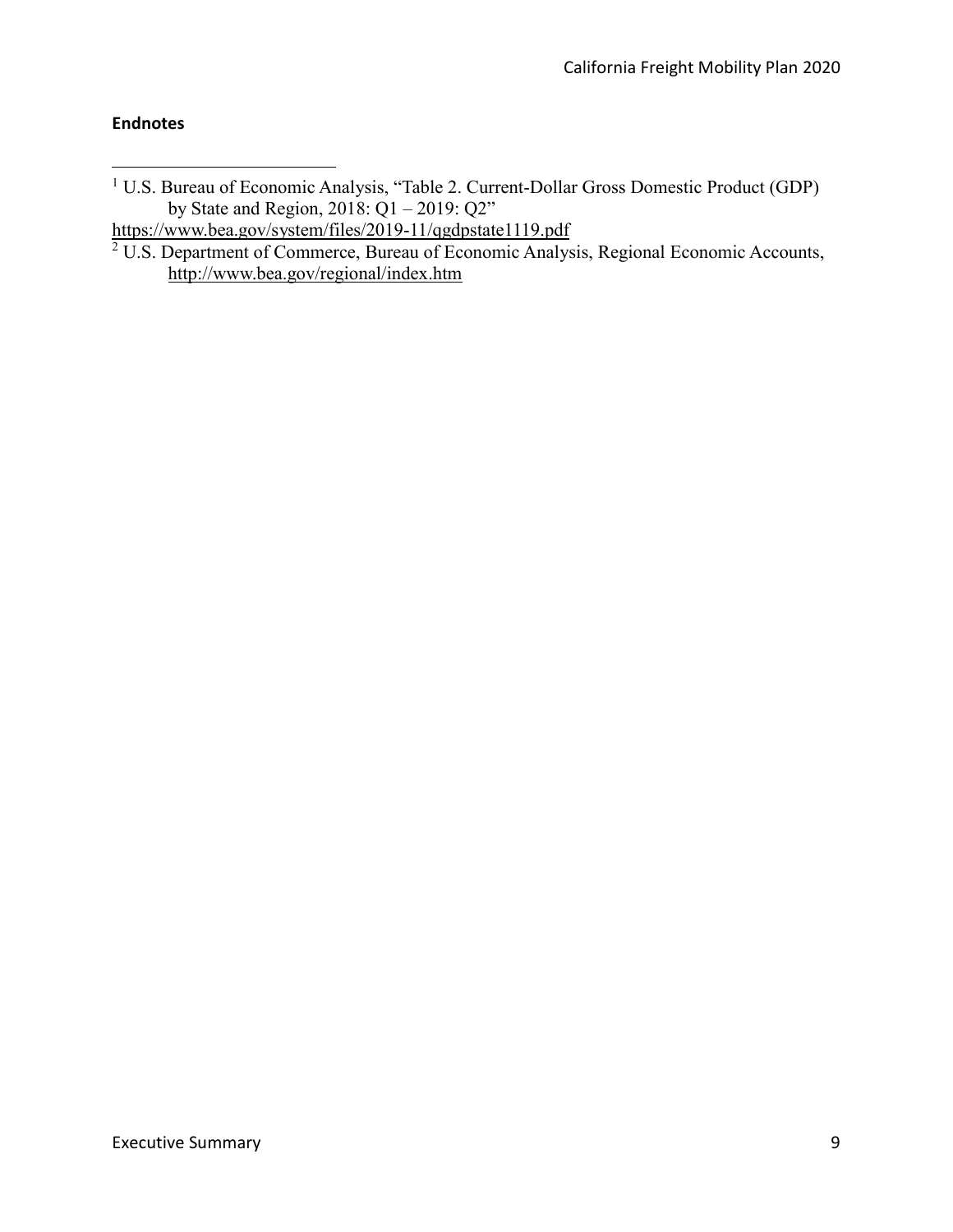**Endnotes**

[1] U.S. Bureau of Economic Analysis, "Table 2. Current-Dollar Gross Domestic Product (GDP) by State and Region, 2018: Q1 – 2019: Q2"
https://www.bea.gov/system/files/2019-11/qgdpstate1119.pdf

[2] U.S. Department of Commerce, Bureau of Economic Analysis, Regional Economic Accounts, http://www.bea.gov/regional/index.htm